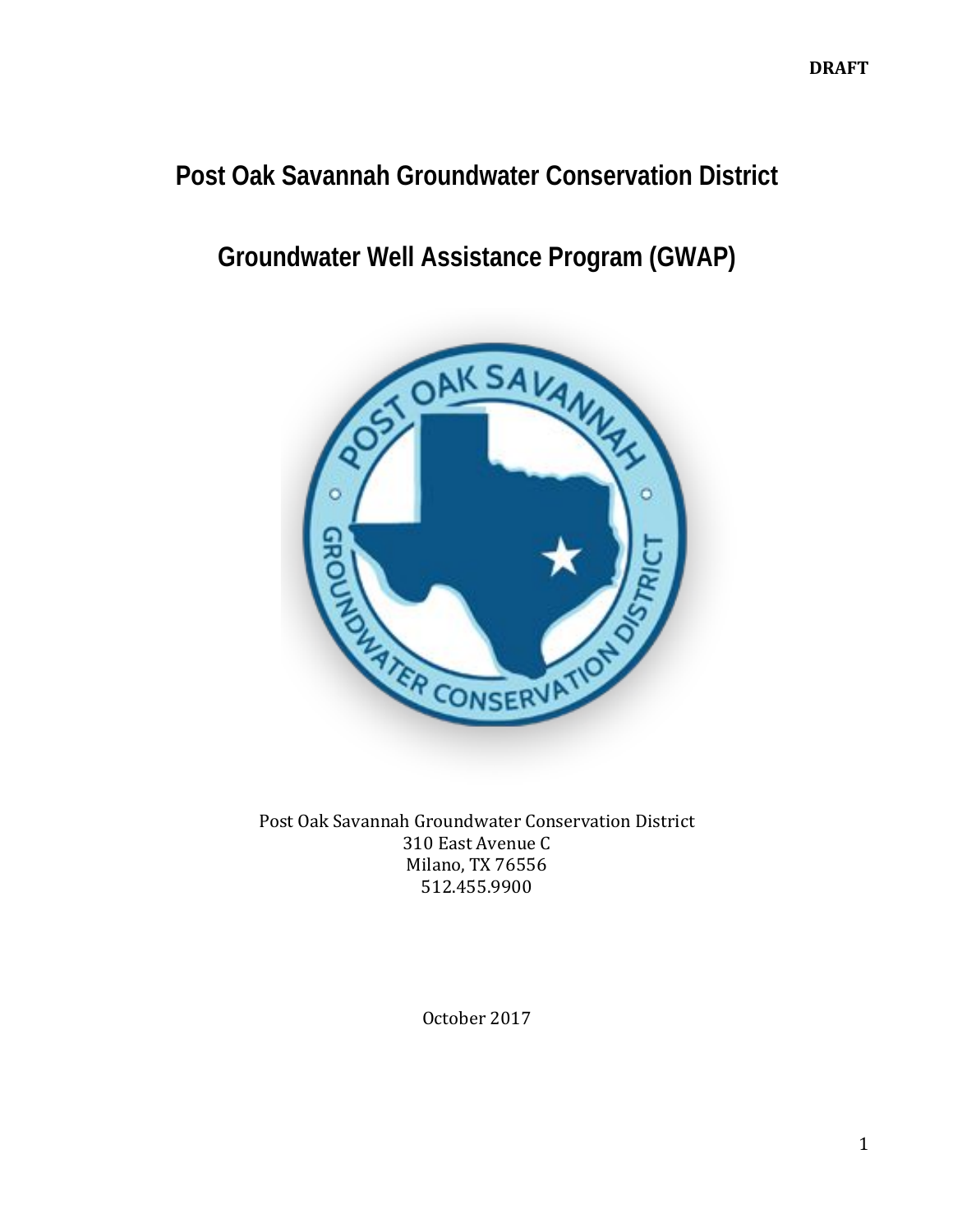DRAFT

# Post Oak Savannah Groundwater Conservation District

# Groundwater Well Assistance Program (GWAP)

Post Oak Savannah Groundwater Conservation District
310 East Avenue C
Milano, TX 76556
512.455.9900

October 2017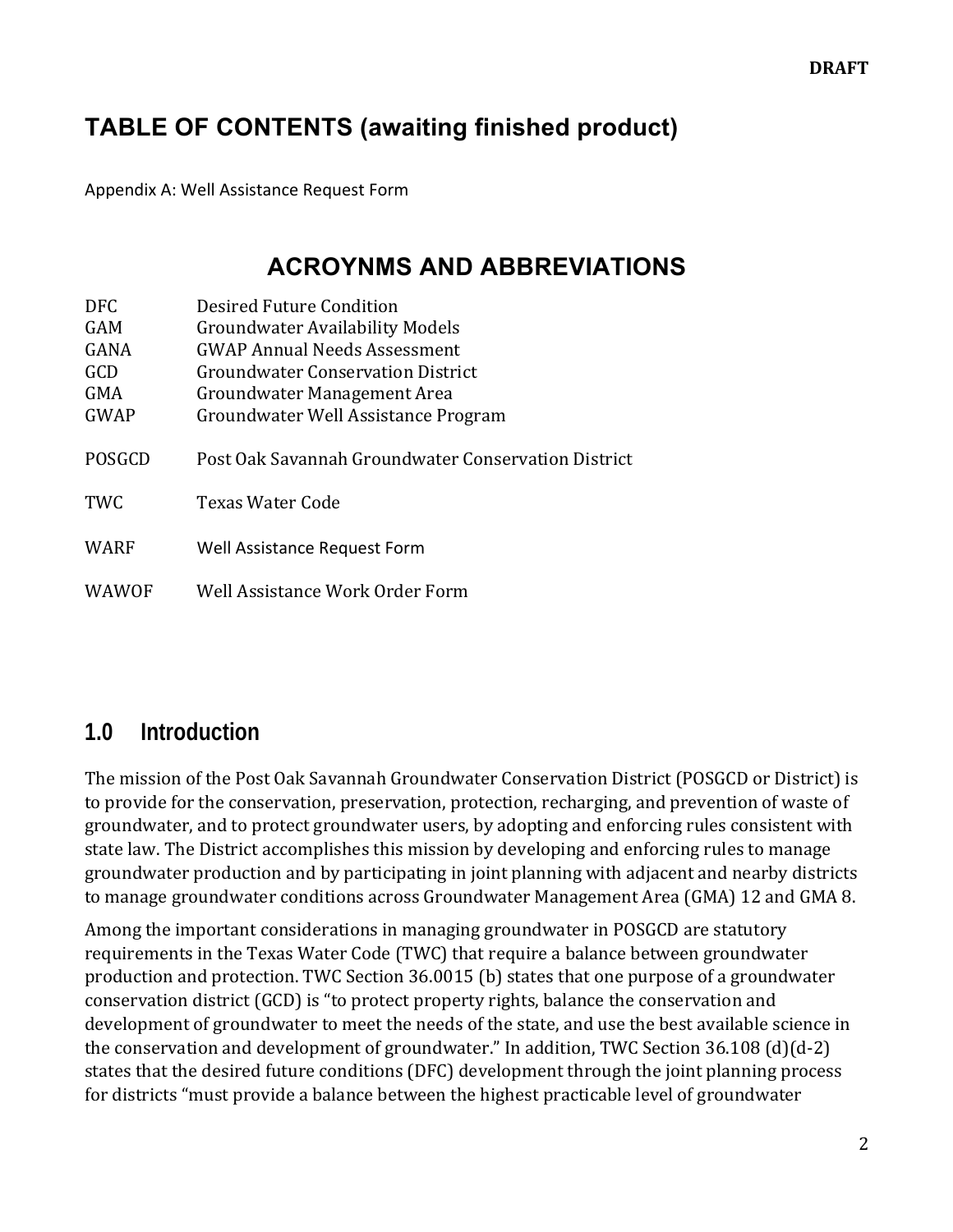# TABLE OF CONTENTS (awaiting finished product)

Appendix A: Well Assistance Request Form

# ACROYNMS AND ABBREVIATIONS

| | |
|---|---|
| DFC | Desired Future Condition |
| GAM | Groundwater Availability Models |
| GANA | GWAP Annual Needs Assessment |
| GCD | Groundwater Conservation District |
| GMA | Groundwater Management Area |
| GWAP | Groundwater Well Assistance Program |
| POSGCD | Post Oak Savannah Groundwater Conservation District |
| TWC | Texas Water Code |
| WARF | Well Assistance Request Form |
| WAWOF | Well Assistance Work Order Form |

## 1.0 Introduction

The mission of the Post Oak Savannah Groundwater Conservation District (POSGCD or District) is to provide for the conservation, preservation, protection, recharging, and prevention of waste of groundwater, and to protect groundwater users, by adopting and enforcing rules consistent with state law. The District accomplishes this mission by developing and enforcing rules to manage groundwater production and by participating in joint planning with adjacent and nearby districts to manage groundwater conditions across Groundwater Management Area (GMA) 12 and GMA 8.

Among the important considerations in managing groundwater in POSGCD are statutory requirements in the Texas Water Code (TWC) that require a balance between groundwater production and protection. TWC Section 36.0015 (b) states that one purpose of a groundwater conservation district (GCD) is "to protect property rights, balance the conservation and development of groundwater to meet the needs of the state, and use the best available science in the conservation and development of groundwater." In addition, TWC Section 36.108 (d)(d-2) states that the desired future conditions (DFC) development through the joint planning process for districts "must provide a balance between the highest practicable level of groundwater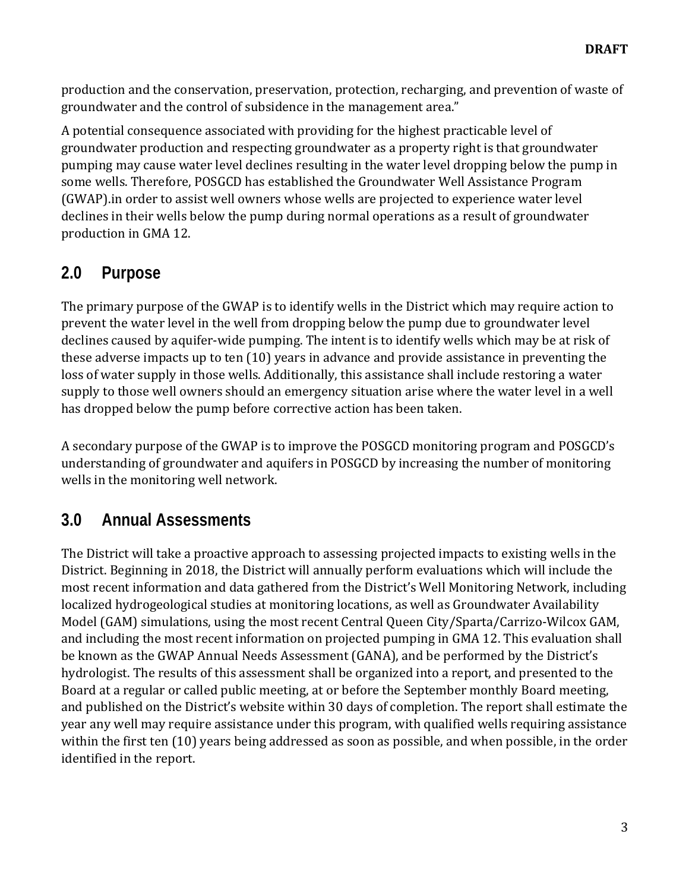production and the conservation, preservation, protection, recharging, and prevention of waste of groundwater and the control of subsidence in the management area."

A potential consequence associated with providing for the highest practicable level of groundwater production and respecting groundwater as a property right is that groundwater pumping may cause water level declines resulting in the water level dropping below the pump in some wells. Therefore, POSGCD has established the Groundwater Well Assistance Program (GWAP).in order to assist well owners whose wells are projected to experience water level declines in their wells below the pump during normal operations as a result of groundwater production in GMA 12.

## 2.0 Purpose

The primary purpose of the GWAP is to identify wells in the District which may require action to prevent the water level in the well from dropping below the pump due to groundwater level declines caused by aquifer-wide pumping. The intent is to identify wells which may be at risk of these adverse impacts up to ten (10) years in advance and provide assistance in preventing the loss of water supply in those wells. Additionally, this assistance shall include restoring a water supply to those well owners should an emergency situation arise where the water level in a well has dropped below the pump before corrective action has been taken.

A secondary purpose of the GWAP is to improve the POSGCD monitoring program and POSGCD's understanding of groundwater and aquifers in POSGCD by increasing the number of monitoring wells in the monitoring well network.

## 3.0 Annual Assessments

The District will take a proactive approach to assessing projected impacts to existing wells in the District. Beginning in 2018, the District will annually perform evaluations which will include the most recent information and data gathered from the District's Well Monitoring Network, including localized hydrogeological studies at monitoring locations, as well as Groundwater Availability Model (GAM) simulations, using the most recent Central Queen City/Sparta/Carrizo-Wilcox GAM, and including the most recent information on projected pumping in GMA 12. This evaluation shall be known as the GWAP Annual Needs Assessment (GANA), and be performed by the District's hydrologist. The results of this assessment shall be organized into a report, and presented to the Board at a regular or called public meeting, at or before the September monthly Board meeting, and published on the District's website within 30 days of completion. The report shall estimate the year any well may require assistance under this program, with qualified wells requiring assistance within the first ten (10) years being addressed as soon as possible, and when possible, in the order identified in the report.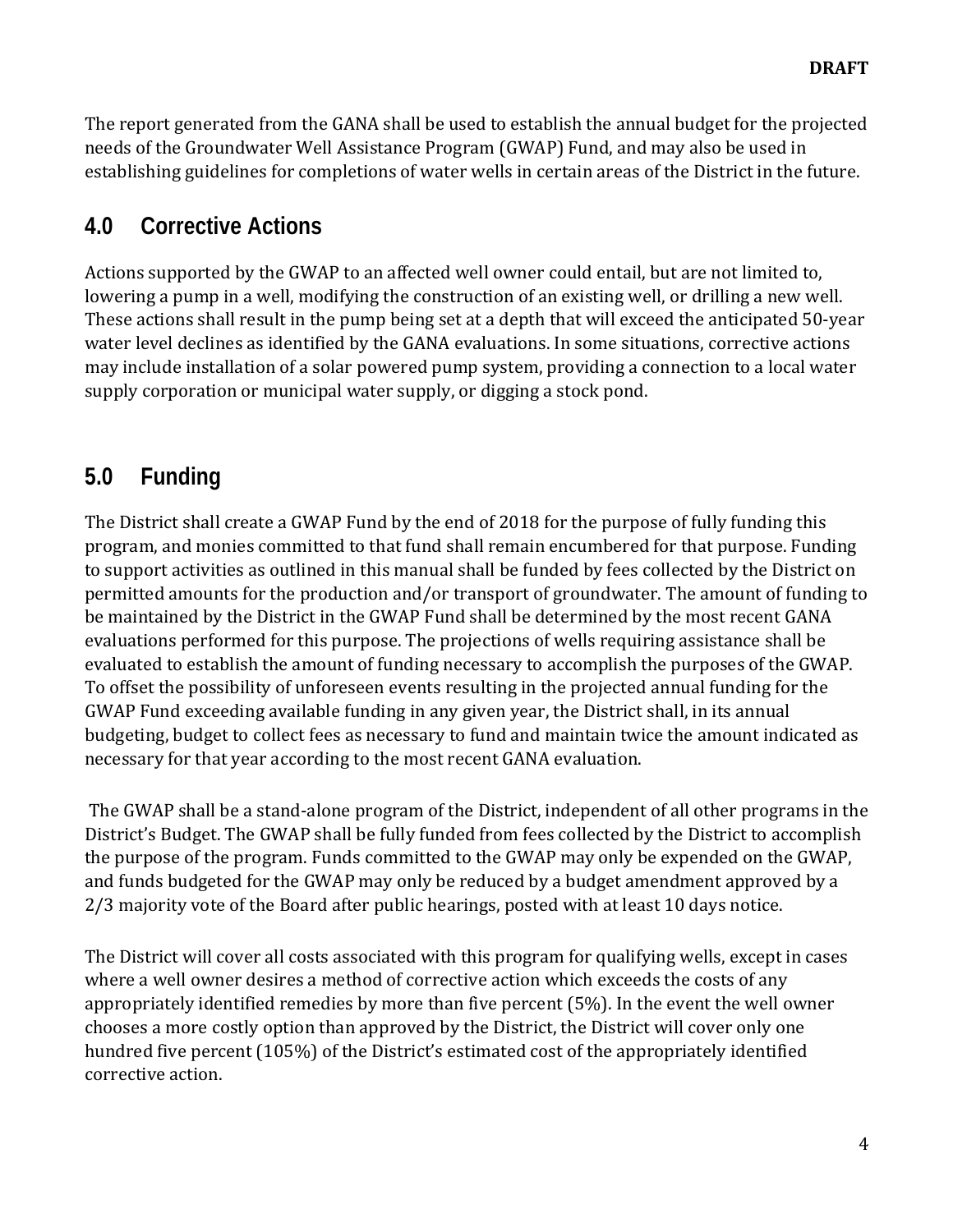The report generated from the GANA shall be used to establish the annual budget for the projected needs of the Groundwater Well Assistance Program (GWAP) Fund, and may also be used in establishing guidelines for completions of water wells in certain areas of the District in the future.

## 4.0 Corrective Actions

Actions supported by the GWAP to an affected well owner could entail, but are not limited to, lowering a pump in a well, modifying the construction of an existing well, or drilling a new well. These actions shall result in the pump being set at a depth that will exceed the anticipated 50-year water level declines as identified by the GANA evaluations. In some situations, corrective actions may include installation of a solar powered pump system, providing a connection to a local water supply corporation or municipal water supply, or digging a stock pond.

## 5.0 Funding

The District shall create a GWAP Fund by the end of 2018 for the purpose of fully funding this program, and monies committed to that fund shall remain encumbered for that purpose. Funding to support activities as outlined in this manual shall be funded by fees collected by the District on permitted amounts for the production and/or transport of groundwater. The amount of funding to be maintained by the District in the GWAP Fund shall be determined by the most recent GANA evaluations performed for this purpose. The projections of wells requiring assistance shall be evaluated to establish the amount of funding necessary to accomplish the purposes of the GWAP. To offset the possibility of unforeseen events resulting in the projected annual funding for the GWAP Fund exceeding available funding in any given year, the District shall, in its annual budgeting, budget to collect fees as necessary to fund and maintain twice the amount indicated as necessary for that year according to the most recent GANA evaluation.

The GWAP shall be a stand-alone program of the District, independent of all other programs in the District's Budget. The GWAP shall be fully funded from fees collected by the District to accomplish the purpose of the program. Funds committed to the GWAP may only be expended on the GWAP, and funds budgeted for the GWAP may only be reduced by a budget amendment approved by a 2/3 majority vote of the Board after public hearings, posted with at least 10 days notice.

The District will cover all costs associated with this program for qualifying wells, except in cases where a well owner desires a method of corrective action which exceeds the costs of any appropriately identified remedies by more than five percent (5%). In the event the well owner chooses a more costly option than approved by the District, the District will cover only one hundred five percent (105%) of the District's estimated cost of the appropriately identified corrective action.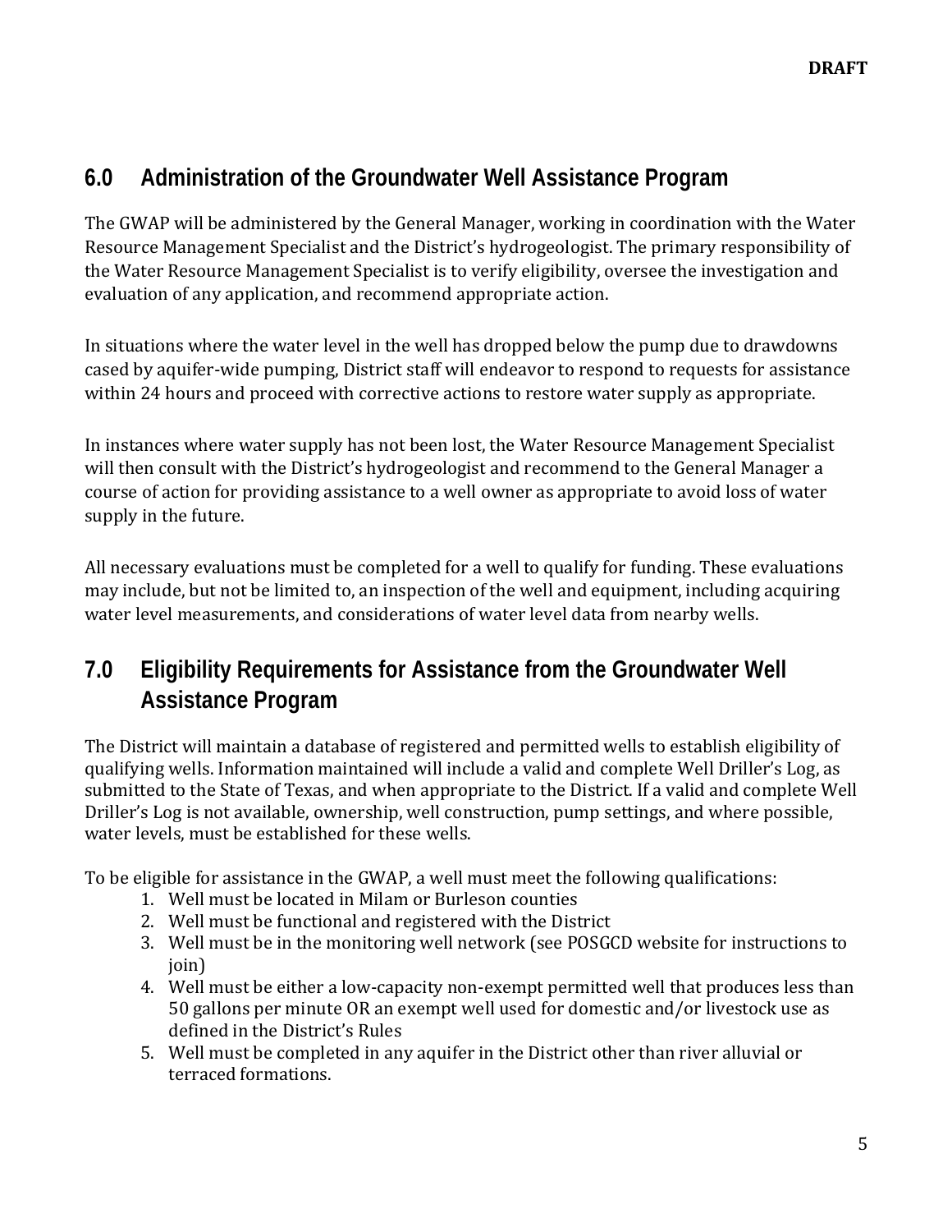## 6.0 Administration of the Groundwater Well Assistance Program

The GWAP will be administered by the General Manager, working in coordination with the Water Resource Management Specialist and the District's hydrogeologist. The primary responsibility of the Water Resource Management Specialist is to verify eligibility, oversee the investigation and evaluation of any application, and recommend appropriate action.

In situations where the water level in the well has dropped below the pump due to drawdowns cased by aquifer-wide pumping, District staff will endeavor to respond to requests for assistance within 24 hours and proceed with corrective actions to restore water supply as appropriate.

In instances where water supply has not been lost, the Water Resource Management Specialist will then consult with the District's hydrogeologist and recommend to the General Manager a course of action for providing assistance to a well owner as appropriate to avoid loss of water supply in the future.

All necessary evaluations must be completed for a well to qualify for funding. These evaluations may include, but not be limited to, an inspection of the well and equipment, including acquiring water level measurements, and considerations of water level data from nearby wells.

## 7.0 Eligibility Requirements for Assistance from the Groundwater Well Assistance Program

The District will maintain a database of registered and permitted wells to establish eligibility of qualifying wells. Information maintained will include a valid and complete Well Driller's Log, as submitted to the State of Texas, and when appropriate to the District. If a valid and complete Well Driller's Log is not available, ownership, well construction, pump settings, and where possible, water levels, must be established for these wells.

To be eligible for assistance in the GWAP, a well must meet the following qualifications:

1. Well must be located in Milam or Burleson counties
2. Well must be functional and registered with the District
3. Well must be in the monitoring well network (see POSGCD website for instructions to join)
4. Well must be either a low-capacity non-exempt permitted well that produces less than 50 gallons per minute OR an exempt well used for domestic and/or livestock use as defined in the District's Rules
5. Well must be completed in any aquifer in the District other than river alluvial or terraced formations.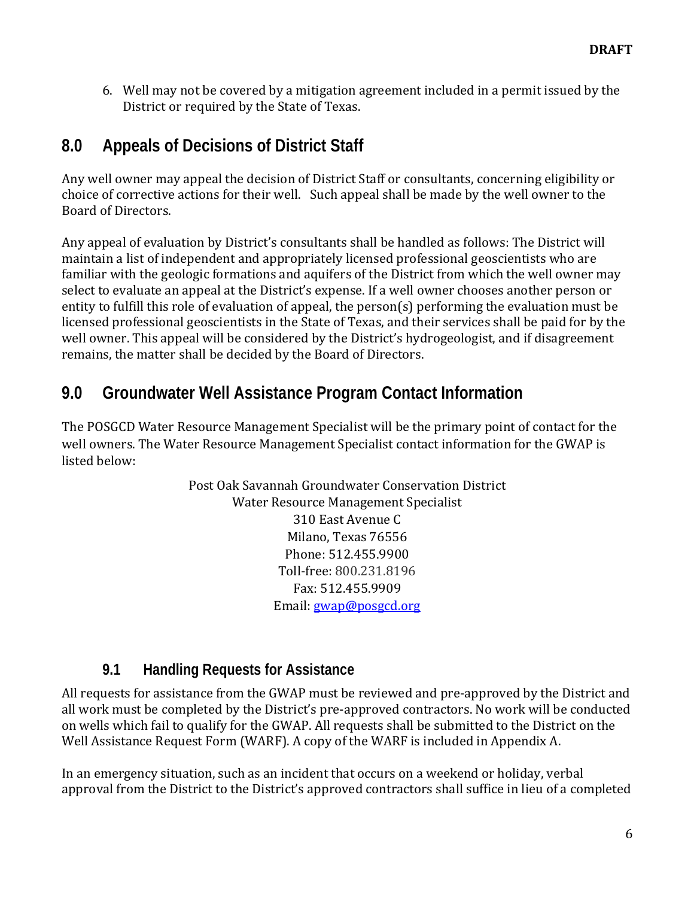6. Well may not be covered by a mitigation agreement included in a permit issued by the District or required by the State of Texas.

## 8.0 Appeals of Decisions of District Staff

Any well owner may appeal the decision of District Staff or consultants, concerning eligibility or choice of corrective actions for their well. Such appeal shall be made by the well owner to the Board of Directors.

Any appeal of evaluation by District's consultants shall be handled as follows: The District will maintain a list of independent and appropriately licensed professional geoscientists who are familiar with the geologic formations and aquifers of the District from which the well owner may select to evaluate an appeal at the District's expense. If a well owner chooses another person or entity to fulfill this role of evaluation of appeal, the person(s) performing the evaluation must be licensed professional geoscientists in the State of Texas, and their services shall be paid for by the well owner. This appeal will be considered by the District's hydrogeologist, and if disagreement remains, the matter shall be decided by the Board of Directors.

## 9.0 Groundwater Well Assistance Program Contact Information

The POSGCD Water Resource Management Specialist will be the primary point of contact for the well owners. The Water Resource Management Specialist contact information for the GWAP is listed below:

Post Oak Savannah Groundwater Conservation District
Water Resource Management Specialist
310 East Avenue C
Milano, Texas 76556
Phone: 512.455.9900
Toll-free: 800.231.8196
Fax: 512.455.9909
Email: gwap@posgcd.org

### 9.1 Handling Requests for Assistance

All requests for assistance from the GWAP must be reviewed and pre-approved by the District and all work must be completed by the District's pre-approved contractors. No work will be conducted on wells which fail to qualify for the GWAP. All requests shall be submitted to the District on the Well Assistance Request Form (WARF). A copy of the WARF is included in Appendix A.

In an emergency situation, such as an incident that occurs on a weekend or holiday, verbal approval from the District to the District's approved contractors shall suffice in lieu of a completed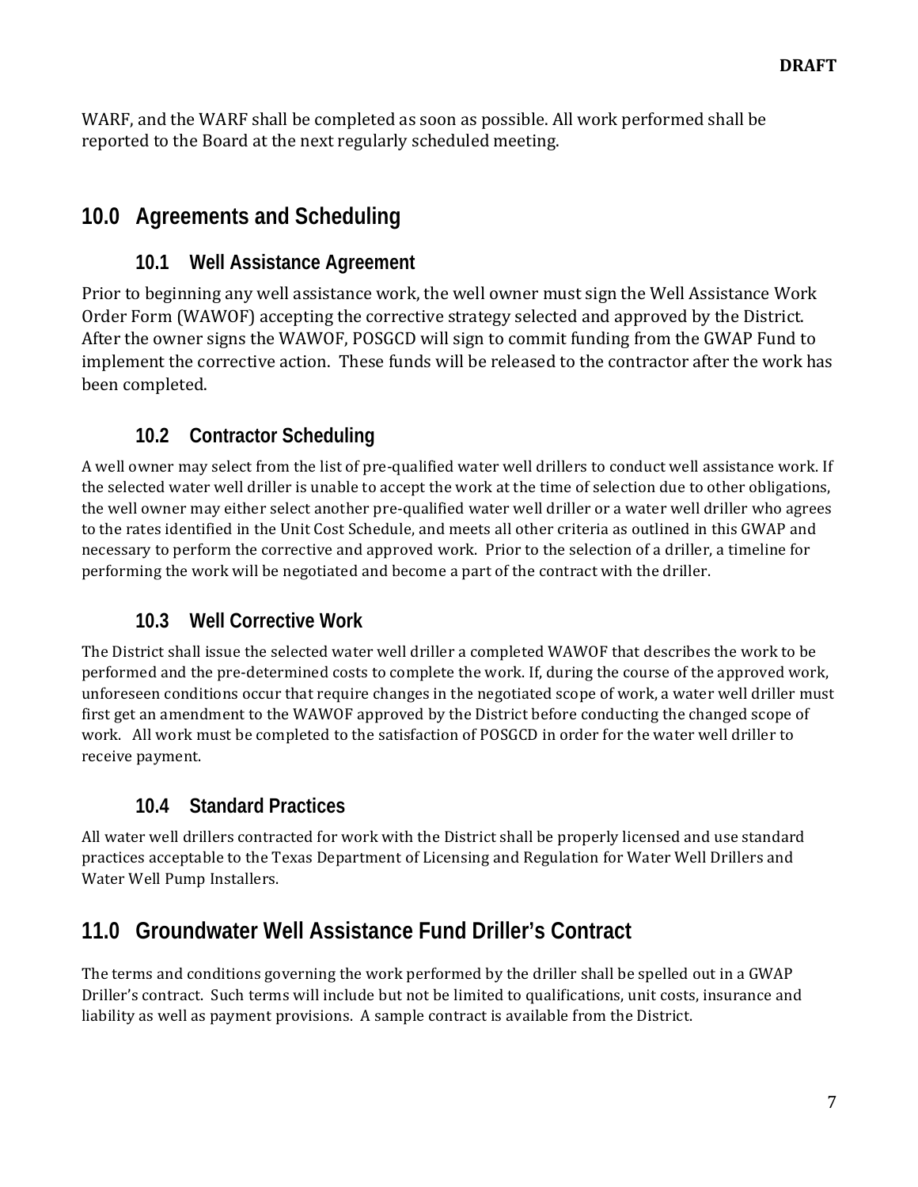WARF, and the WARF shall be completed as soon as possible. All work performed shall be reported to the Board at the next regularly scheduled meeting.

## 10.0 Agreements and Scheduling

### 10.1 Well Assistance Agreement

Prior to beginning any well assistance work, the well owner must sign the Well Assistance Work Order Form (WAWOF) accepting the corrective strategy selected and approved by the District. After the owner signs the WAWOF, POSGCD will sign to commit funding from the GWAP Fund to implement the corrective action. These funds will be released to the contractor after the work has been completed.

### 10.2 Contractor Scheduling

A well owner may select from the list of pre-qualified water well drillers to conduct well assistance work. If the selected water well driller is unable to accept the work at the time of selection due to other obligations, the well owner may either select another pre-qualified water well driller or a water well driller who agrees to the rates identified in the Unit Cost Schedule, and meets all other criteria as outlined in this GWAP and necessary to perform the corrective and approved work. Prior to the selection of a driller, a timeline for performing the work will be negotiated and become a part of the contract with the driller.

### 10.3 Well Corrective Work

The District shall issue the selected water well driller a completed WAWOF that describes the work to be performed and the pre-determined costs to complete the work. If, during the course of the approved work, unforeseen conditions occur that require changes in the negotiated scope of work, a water well driller must first get an amendment to the WAWOF approved by the District before conducting the changed scope of work. All work must be completed to the satisfaction of POSGCD in order for the water well driller to receive payment.

### 10.4 Standard Practices

All water well drillers contracted for work with the District shall be properly licensed and use standard practices acceptable to the Texas Department of Licensing and Regulation for Water Well Drillers and Water Well Pump Installers.

## 11.0 Groundwater Well Assistance Fund Driller's Contract

The terms and conditions governing the work performed by the driller shall be spelled out in a GWAP Driller's contract. Such terms will include but not be limited to qualifications, unit costs, insurance and liability as well as payment provisions. A sample contract is available from the District.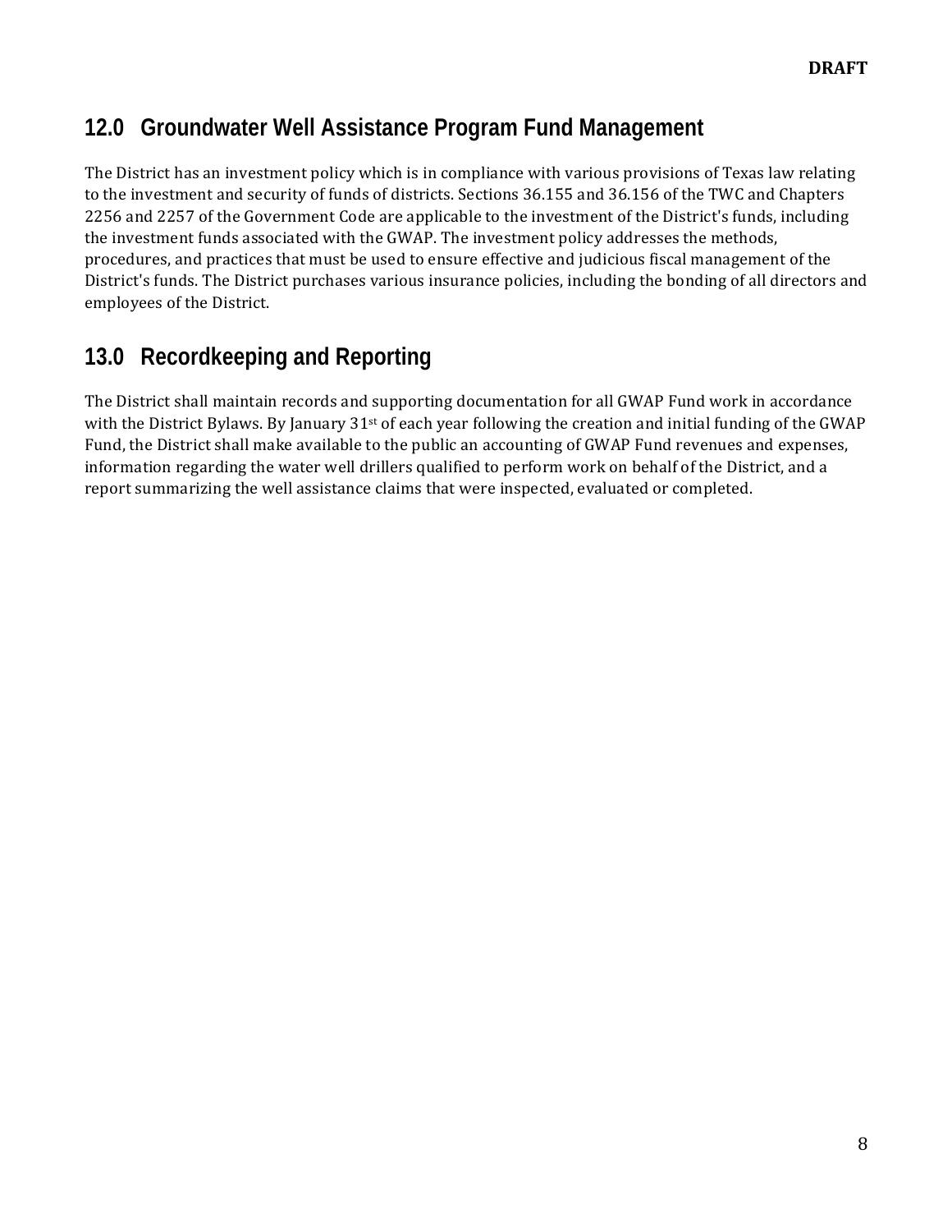## 12.0 Groundwater Well Assistance Program Fund Management

The District has an investment policy which is in compliance with various provisions of Texas law relating to the investment and security of funds of districts. Sections 36.155 and 36.156 of the TWC and Chapters 2256 and 2257 of the Government Code are applicable to the investment of the District's funds, including the investment funds associated with the GWAP. The investment policy addresses the methods, procedures, and practices that must be used to ensure effective and judicious fiscal management of the District's funds. The District purchases various insurance policies, including the bonding of all directors and employees of the District.

## 13.0 Recordkeeping and Reporting

The District shall maintain records and supporting documentation for all GWAP Fund work in accordance with the District Bylaws. By January 31st of each year following the creation and initial funding of the GWAP Fund, the District shall make available to the public an accounting of GWAP Fund revenues and expenses, information regarding the water well drillers qualified to perform work on behalf of the District, and a report summarizing the well assistance claims that were inspected, evaluated or completed.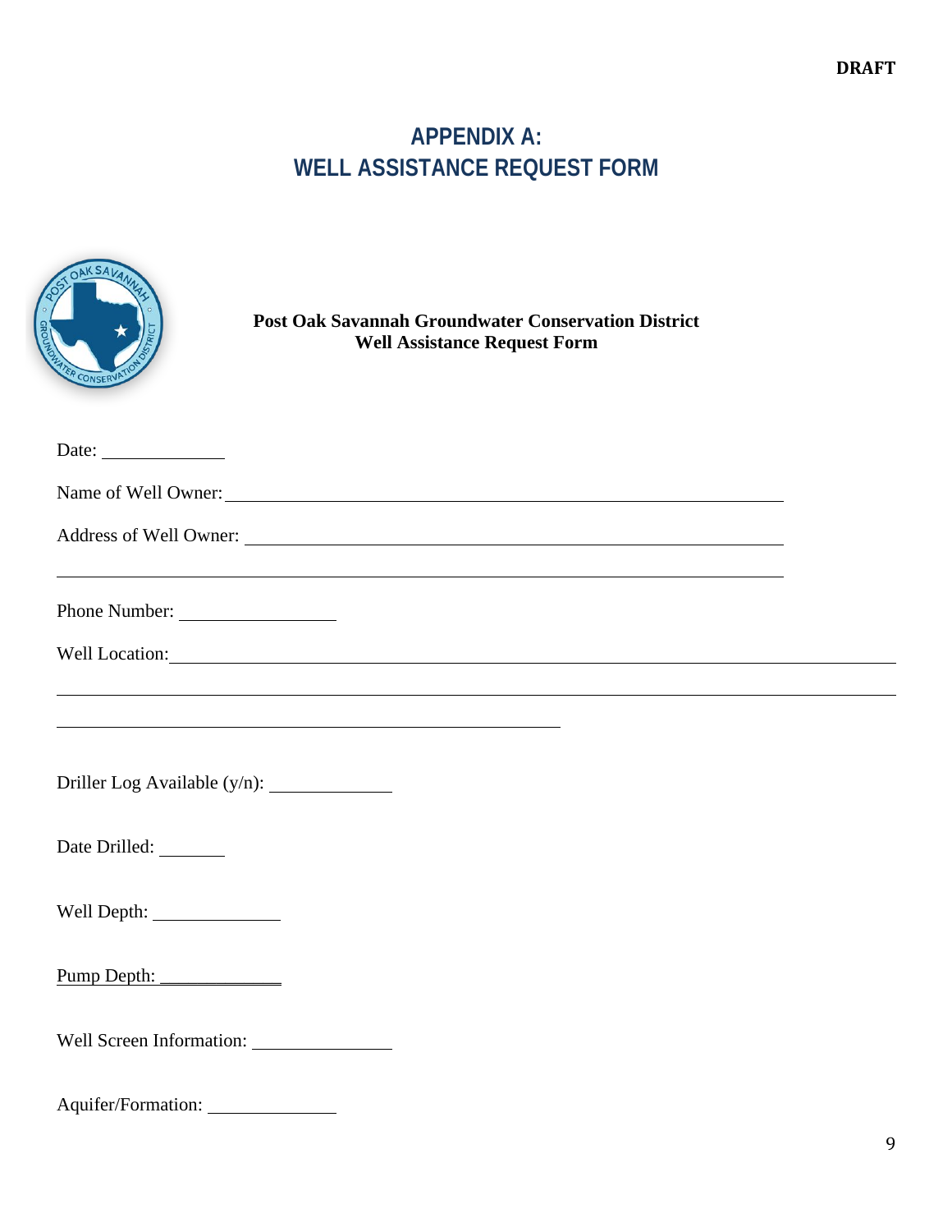DRAFT

# APPENDIX A: WELL ASSISTANCE REQUEST FORM

**Post Oak Savannah Groundwater Conservation District**
**Well Assistance Request Form**

Date: ____________

Name of Well Owner: ____________________________________________________________

Address of Well Owner: __________________________________________________________

________________________________________________________________________________

Phone Number: ________________

Well Location: ___________________________________________________________________

________________________________________________________________________________

______________________________________________________

Driller Log Available (y/n): ____________

Date Drilled: _______

Well Depth: ____________

Pump Depth: ____________

Well Screen Information: ______________

Aquifer/Formation: ______________